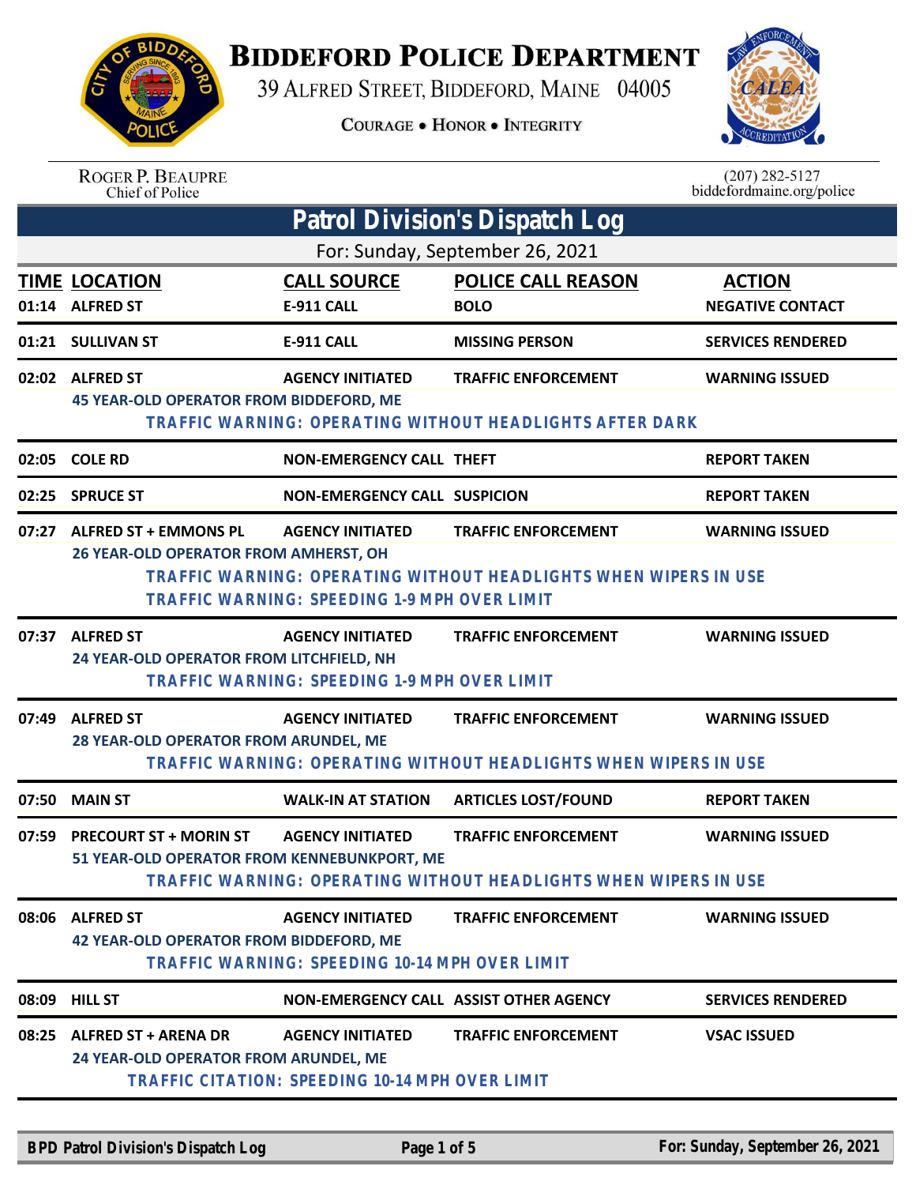# BIDDEFORD POLICE DEPARTMENT

39 ALFRED STREET, BIDDEFORD, MAINE 04005

COURAGE • HONOR • INTEGRITY

ROGER P. BEAUPRE
Chief of Police

(207) 282-5127
biddefordmaine.org/police

## Patrol Division's Dispatch Log

For: Sunday, September 26, 2021

| TIME | LOCATION | CALL SOURCE | POLICE CALL REASON | ACTION |
|---|---|---|---|---|
| 01:14 | ALFRED ST | E-911 CALL | BOLO | NEGATIVE CONTACT |
| 01:21 | SULLIVAN ST | E-911 CALL | MISSING PERSON | SERVICES RENDERED |
| 02:02 | ALFRED ST | AGENCY INITIATED | TRAFFIC ENFORCEMENT | WARNING ISSUED |
| | 45 YEAR-OLD OPERATOR FROM BIDDEFORD, ME<br>TRAFFIC WARNING: OPERATING WITHOUT HEADLIGHTS AFTER DARK | | | |
| 02:05 | COLE RD | NON-EMERGENCY CALL | THEFT | REPORT TAKEN |
| 02:25 | SPRUCE ST | NON-EMERGENCY CALL | SUSPICION | REPORT TAKEN |
| 07:27 | ALFRED ST + EMMONS PL | AGENCY INITIATED | TRAFFIC ENFORCEMENT | WARNING ISSUED |
| | 26 YEAR-OLD OPERATOR FROM AMHERST, OH<br>TRAFFIC WARNING: OPERATING WITHOUT HEADLIGHTS WHEN WIPERS IN USE<br>TRAFFIC WARNING: SPEEDING 1-9 MPH OVER LIMIT | | | |
| 07:37 | ALFRED ST | AGENCY INITIATED | TRAFFIC ENFORCEMENT | WARNING ISSUED |
| | 24 YEAR-OLD OPERATOR FROM LITCHFIELD, NH<br>TRAFFIC WARNING: SPEEDING 1-9 MPH OVER LIMIT | | | |
| 07:49 | ALFRED ST | AGENCY INITIATED | TRAFFIC ENFORCEMENT | WARNING ISSUED |
| | 28 YEAR-OLD OPERATOR FROM ARUNDEL, ME<br>TRAFFIC WARNING: OPERATING WITHOUT HEADLIGHTS WHEN WIPERS IN USE | | | |
| 07:50 | MAIN ST | WALK-IN AT STATION | ARTICLES LOST/FOUND | REPORT TAKEN |
| 07:59 | PRECOURT ST + MORIN ST | AGENCY INITIATED | TRAFFIC ENFORCEMENT | WARNING ISSUED |
| | 51 YEAR-OLD OPERATOR FROM KENNEBUNKPORT, ME<br>TRAFFIC WARNING: OPERATING WITHOUT HEADLIGHTS WHEN WIPERS IN USE | | | |
| 08:06 | ALFRED ST | AGENCY INITIATED | TRAFFIC ENFORCEMENT | WARNING ISSUED |
| | 42 YEAR-OLD OPERATOR FROM BIDDEFORD, ME<br>TRAFFIC WARNING: SPEEDING 10-14 MPH OVER LIMIT | | | |
| 08:09 | HILL ST | NON-EMERGENCY CALL | ASSIST OTHER AGENCY | SERVICES RENDERED |
| 08:25 | ALFRED ST + ARENA DR | AGENCY INITIATED | TRAFFIC ENFORCEMENT | VSAC ISSUED |
| | 24 YEAR-OLD OPERATOR FROM ARUNDEL, ME<br>TRAFFIC CITATION: SPEEDING 10-14 MPH OVER LIMIT | | | |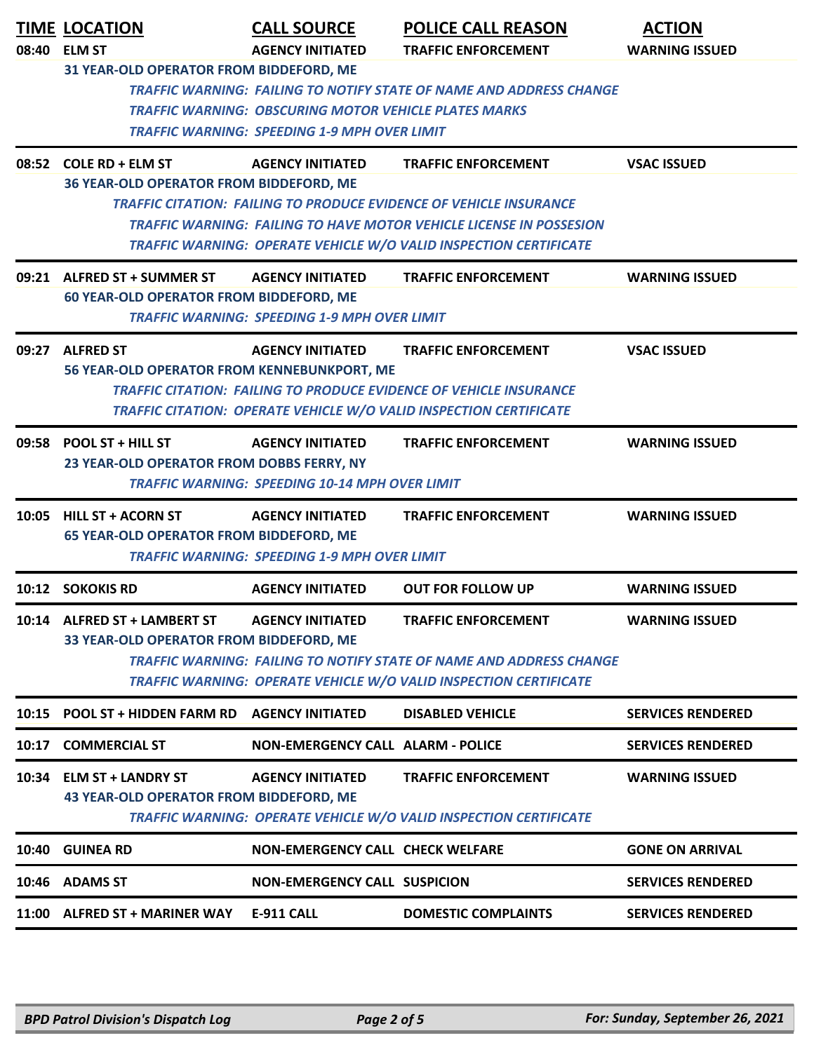| TIME | LOCATION | CALL SOURCE | POLICE CALL REASON | ACTION |
|---|---|---|---|---|
| 08:40 | ELM ST | AGENCY INITIATED | TRAFFIC ENFORCEMENT | WARNING ISSUED |
| | 31 YEAR-OLD OPERATOR FROM BIDDEFORD, ME | | | |
| | *TRAFFIC WARNING: FAILING TO NOTIFY STATE OF NAME AND ADDRESS CHANGE* | | | |
| | *TRAFFIC WARNING: OBSCURING MOTOR VEHICLE PLATES MARKS* | | | |
| | *TRAFFIC WARNING: SPEEDING 1-9 MPH OVER LIMIT* | | | |
| 08:52 | COLE RD + ELM ST | AGENCY INITIATED | TRAFFIC ENFORCEMENT | VSAC ISSUED |
| | 36 YEAR-OLD OPERATOR FROM BIDDEFORD, ME | | | |
| | *TRAFFIC CITATION: FAILING TO PRODUCE EVIDENCE OF VEHICLE INSURANCE* | | | |
| | *TRAFFIC WARNING: FAILING TO HAVE MOTOR VEHICLE LICENSE IN POSSESION* | | | |
| | *TRAFFIC WARNING: OPERATE VEHICLE W/O VALID INSPECTION CERTIFICATE* | | | |
| 09:21 | ALFRED ST + SUMMER ST | AGENCY INITIATED | TRAFFIC ENFORCEMENT | WARNING ISSUED |
| | 60 YEAR-OLD OPERATOR FROM BIDDEFORD, ME | | | |
| | *TRAFFIC WARNING: SPEEDING 1-9 MPH OVER LIMIT* | | | |
| 09:27 | ALFRED ST | AGENCY INITIATED | TRAFFIC ENFORCEMENT | VSAC ISSUED |
| | 56 YEAR-OLD OPERATOR FROM KENNEBUNKPORT, ME | | | |
| | *TRAFFIC CITATION: FAILING TO PRODUCE EVIDENCE OF VEHICLE INSURANCE* | | | |
| | *TRAFFIC CITATION: OPERATE VEHICLE W/O VALID INSPECTION CERTIFICATE* | | | |
| 09:58 | POOL ST + HILL ST | AGENCY INITIATED | TRAFFIC ENFORCEMENT | WARNING ISSUED |
| | 23 YEAR-OLD OPERATOR FROM DOBBS FERRY, NY | | | |
| | *TRAFFIC WARNING: SPEEDING 10-14 MPH OVER LIMIT* | | | |
| 10:05 | HILL ST + ACORN ST | AGENCY INITIATED | TRAFFIC ENFORCEMENT | WARNING ISSUED |
| | 65 YEAR-OLD OPERATOR FROM BIDDEFORD, ME | | | |
| | *TRAFFIC WARNING: SPEEDING 1-9 MPH OVER LIMIT* | | | |
| 10:12 | SOKOKIS RD | AGENCY INITIATED | OUT FOR FOLLOW UP | WARNING ISSUED |
| 10:14 | ALFRED ST + LAMBERT ST | AGENCY INITIATED | TRAFFIC ENFORCEMENT | WARNING ISSUED |
| | 33 YEAR-OLD OPERATOR FROM BIDDEFORD, ME | | | |
| | *TRAFFIC WARNING: FAILING TO NOTIFY STATE OF NAME AND ADDRESS CHANGE* | | | |
| | *TRAFFIC WARNING: OPERATE VEHICLE W/O VALID INSPECTION CERTIFICATE* | | | |
| 10:15 | POOL ST + HIDDEN FARM RD | AGENCY INITIATED | DISABLED VEHICLE | SERVICES RENDERED |
| 10:17 | COMMERCIAL ST | NON-EMERGENCY CALL | ALARM - POLICE | SERVICES RENDERED |
| 10:34 | ELM ST + LANDRY ST | AGENCY INITIATED | TRAFFIC ENFORCEMENT | WARNING ISSUED |
| | 43 YEAR-OLD OPERATOR FROM BIDDEFORD, ME | | | |
| | *TRAFFIC WARNING: OPERATE VEHICLE W/O VALID INSPECTION CERTIFICATE* | | | |
| 10:40 | GUINEA RD | NON-EMERGENCY CALL | CHECK WELFARE | GONE ON ARRIVAL |
| 10:46 | ADAMS ST | NON-EMERGENCY CALL | SUSPICION | SERVICES RENDERED |
| 11:00 | ALFRED ST + MARINER WAY | E-911 CALL | DOMESTIC COMPLAINTS | SERVICES RENDERED |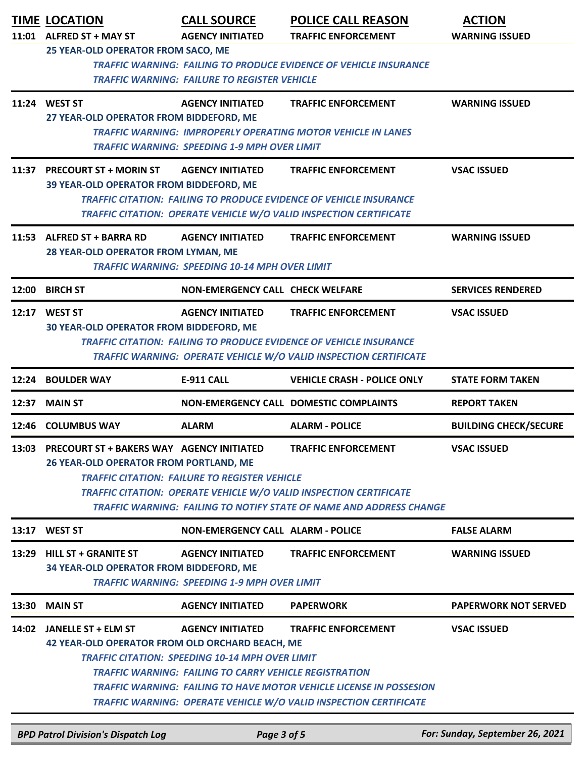| TIME | LOCATION | CALL SOURCE | POLICE CALL REASON | ACTION |
|---|---|---|---|---|
| 11:01 | ALFRED ST + MAY ST | AGENCY INITIATED | TRAFFIC ENFORCEMENT | WARNING ISSUED |
| | 25 YEAR-OLD OPERATOR FROM SACO, ME | | | |
| | | *TRAFFIC WARNING: FAILING TO PRODUCE EVIDENCE OF VEHICLE INSURANCE* | | |
| | | *TRAFFIC WARNING: FAILURE TO REGISTER VEHICLE* | | |
| 11:24 | WEST ST | AGENCY INITIATED | TRAFFIC ENFORCEMENT | WARNING ISSUED |
| | 27 YEAR-OLD OPERATOR FROM BIDDEFORD, ME | | | |
| | | *TRAFFIC WARNING: IMPROPERLY OPERATING MOTOR VEHICLE IN LANES* | | |
| | | *TRAFFIC WARNING: SPEEDING 1-9 MPH OVER LIMIT* | | |
| 11:37 | PRECOURT ST + MORIN ST | AGENCY INITIATED | TRAFFIC ENFORCEMENT | VSAC ISSUED |
| | 39 YEAR-OLD OPERATOR FROM BIDDEFORD, ME | | | |
| | | *TRAFFIC CITATION: FAILING TO PRODUCE EVIDENCE OF VEHICLE INSURANCE* | | |
| | | *TRAFFIC CITATION: OPERATE VEHICLE W/O VALID INSPECTION CERTIFICATE* | | |
| 11:53 | ALFRED ST + BARRA RD | AGENCY INITIATED | TRAFFIC ENFORCEMENT | WARNING ISSUED |
| | 28 YEAR-OLD OPERATOR FROM LYMAN, ME | | | |
| | | *TRAFFIC WARNING: SPEEDING 10-14 MPH OVER LIMIT* | | |
| 12:00 | BIRCH ST | NON-EMERGENCY CALL | CHECK WELFARE | SERVICES RENDERED |
| 12:17 | WEST ST | AGENCY INITIATED | TRAFFIC ENFORCEMENT | VSAC ISSUED |
| | 30 YEAR-OLD OPERATOR FROM BIDDEFORD, ME | | | |
| | | *TRAFFIC CITATION: FAILING TO PRODUCE EVIDENCE OF VEHICLE INSURANCE* | | |
| | | *TRAFFIC WARNING: OPERATE VEHICLE W/O VALID INSPECTION CERTIFICATE* | | |
| 12:24 | BOULDER WAY | E-911 CALL | VEHICLE CRASH - POLICE ONLY | STATE FORM TAKEN |
| 12:37 | MAIN ST | NON-EMERGENCY CALL | DOMESTIC COMPLAINTS | REPORT TAKEN |
| 12:46 | COLUMBUS WAY | ALARM | ALARM - POLICE | BUILDING CHECK/SECURE |
| 13:03 | PRECOURT ST + BAKERS WAY | AGENCY INITIATED | TRAFFIC ENFORCEMENT | VSAC ISSUED |
| | 26 YEAR-OLD OPERATOR FROM PORTLAND, ME | | | |
| | | *TRAFFIC CITATION: FAILURE TO REGISTER VEHICLE* | | |
| | | *TRAFFIC CITATION: OPERATE VEHICLE W/O VALID INSPECTION CERTIFICATE* | | |
| | | *TRAFFIC WARNING: FAILING TO NOTIFY STATE OF NAME AND ADDRESS CHANGE* | | |
| 13:17 | WEST ST | NON-EMERGENCY CALL | ALARM - POLICE | FALSE ALARM |
| 13:29 | HILL ST + GRANITE ST | AGENCY INITIATED | TRAFFIC ENFORCEMENT | WARNING ISSUED |
| | 34 YEAR-OLD OPERATOR FROM BIDDEFORD, ME | | | |
| | | *TRAFFIC WARNING: SPEEDING 1-9 MPH OVER LIMIT* | | |
| 13:30 | MAIN ST | AGENCY INITIATED | PAPERWORK | PAPERWORK NOT SERVED |
| 14:02 | JANELLE ST + ELM ST | AGENCY INITIATED | TRAFFIC ENFORCEMENT | VSAC ISSUED |
| | 42 YEAR-OLD OPERATOR FROM OLD ORCHARD BEACH, ME | | | |
| | | *TRAFFIC CITATION: SPEEDING 10-14 MPH OVER LIMIT* | | |
| | | *TRAFFIC WARNING: FAILING TO CARRY VEHICLE REGISTRATION* | | |
| | | *TRAFFIC WARNING: FAILING TO HAVE MOTOR VEHICLE LICENSE IN POSSESION* | | |
| | | *TRAFFIC WARNING: OPERATE VEHICLE W/O VALID INSPECTION CERTIFICATE* | | |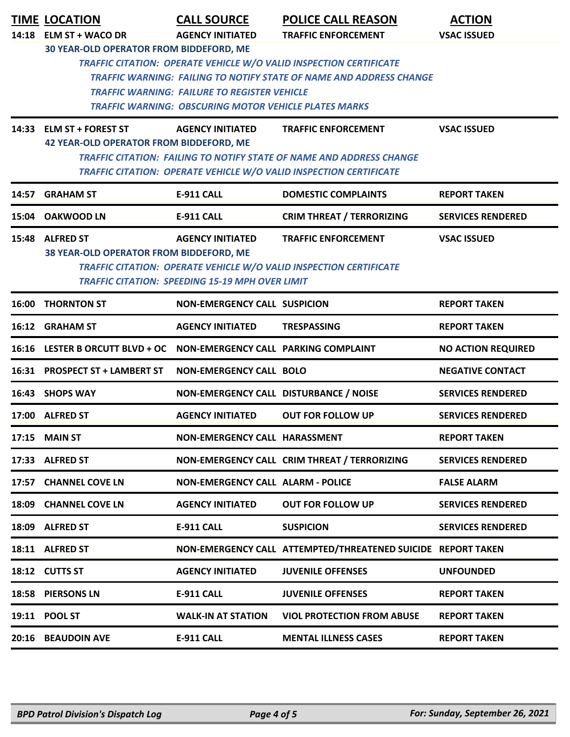| TIME | LOCATION | CALL SOURCE | POLICE CALL REASON | ACTION |
|---|---|---|---|---|
| 14:18 | ELM ST + WACO DR | AGENCY INITIATED | TRAFFIC ENFORCEMENT | VSAC ISSUED |
| | 30 YEAR-OLD OPERATOR FROM BIDDEFORD, ME<br>*TRAFFIC CITATION: OPERATE VEHICLE W/O VALID INSPECTION CERTIFICATE*<br>*TRAFFIC WARNING: FAILING TO NOTIFY STATE OF NAME AND ADDRESS CHANGE*<br>*TRAFFIC WARNING: FAILURE TO REGISTER VEHICLE*<br>*TRAFFIC WARNING: OBSCURING MOTOR VEHICLE PLATES MARKS* | | | |
| 14:33 | ELM ST + FOREST ST | AGENCY INITIATED | TRAFFIC ENFORCEMENT | VSAC ISSUED |
| | 42 YEAR-OLD OPERATOR FROM BIDDEFORD, ME<br>*TRAFFIC CITATION: FAILING TO NOTIFY STATE OF NAME AND ADDRESS CHANGE*<br>*TRAFFIC CITATION: OPERATE VEHICLE W/O VALID INSPECTION CERTIFICATE* | | | |
| 14:57 | GRAHAM ST | E-911 CALL | DOMESTIC COMPLAINTS | REPORT TAKEN |
| 15:04 | OAKWOOD LN | E-911 CALL | CRIM THREAT / TERRORIZING | SERVICES RENDERED |
| 15:48 | ALFRED ST | AGENCY INITIATED | TRAFFIC ENFORCEMENT | VSAC ISSUED |
| | 38 YEAR-OLD OPERATOR FROM BIDDEFORD, ME<br>*TRAFFIC CITATION: OPERATE VEHICLE W/O VALID INSPECTION CERTIFICATE*<br>*TRAFFIC CITATION: SPEEDING 15-19 MPH OVER LIMIT* | | | |
| 16:00 | THORNTON ST | NON-EMERGENCY CALL | SUSPICION | REPORT TAKEN |
| 16:12 | GRAHAM ST | AGENCY INITIATED | TRESPASSING | REPORT TAKEN |
| 16:16 | LESTER B ORCUTT BLVD + OC | NON-EMERGENCY CALL | PARKING COMPLAINT | NO ACTION REQUIRED |
| 16:31 | PROSPECT ST + LAMBERT ST | NON-EMERGENCY CALL | BOLO | NEGATIVE CONTACT |
| 16:43 | SHOPS WAY | NON-EMERGENCY CALL | DISTURBANCE / NOISE | SERVICES RENDERED |
| 17:00 | ALFRED ST | AGENCY INITIATED | OUT FOR FOLLOW UP | SERVICES RENDERED |
| 17:15 | MAIN ST | NON-EMERGENCY CALL | HARASSMENT | REPORT TAKEN |
| 17:33 | ALFRED ST | NON-EMERGENCY CALL | CRIM THREAT / TERRORIZING | SERVICES RENDERED |
| 17:57 | CHANNEL COVE LN | NON-EMERGENCY CALL | ALARM - POLICE | FALSE ALARM |
| 18:09 | CHANNEL COVE LN | AGENCY INITIATED | OUT FOR FOLLOW UP | SERVICES RENDERED |
| 18:09 | ALFRED ST | E-911 CALL | SUSPICION | SERVICES RENDERED |
| 18:11 | ALFRED ST | NON-EMERGENCY CALL | ATTEMPTED/THREATENED SUICIDE | REPORT TAKEN |
| 18:12 | CUTTS ST | AGENCY INITIATED | JUVENILE OFFENSES | UNFOUNDED |
| 18:58 | PIERSONS LN | E-911 CALL | JUVENILE OFFENSES | REPORT TAKEN |
| 19:11 | POOL ST | WALK-IN AT STATION | VIOL PROTECTION FROM ABUSE | REPORT TAKEN |
| 20:16 | BEAUDOIN AVE | E-911 CALL | MENTAL ILLNESS CASES | REPORT TAKEN |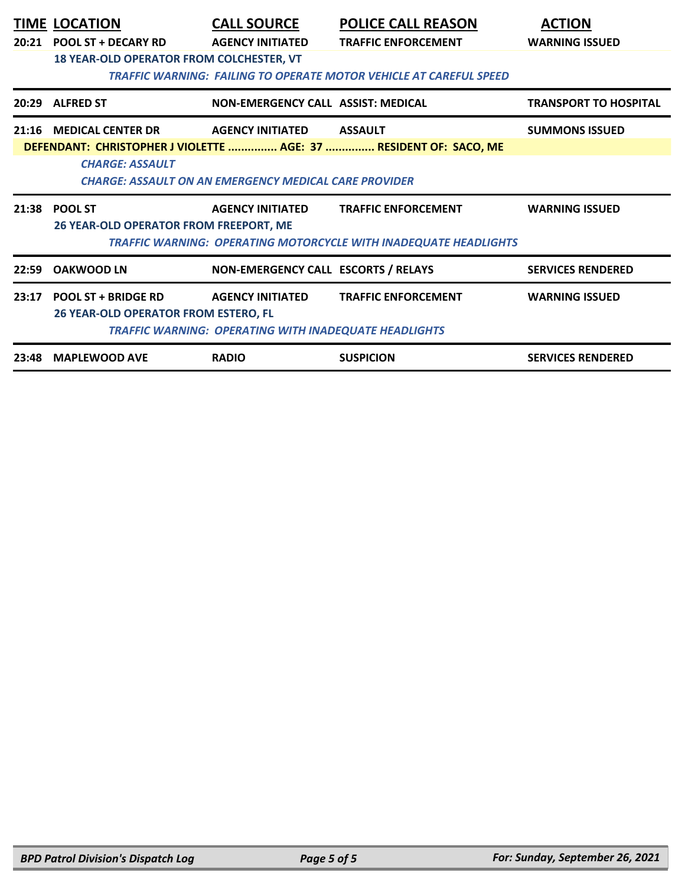| TIME | LOCATION | CALL SOURCE | POLICE CALL REASON | ACTION |
|---|---|---|---|---|
| 20:21 | POOL ST + DECARY RD | AGENCY INITIATED | TRAFFIC ENFORCEMENT | WARNING ISSUED |
| | 18 YEAR-OLD OPERATOR FROM COLCHESTER, VT | | | |
| | *TRAFFIC WARNING: FAILING TO OPERATE MOTOR VEHICLE AT CAREFUL SPEED* | | | |
| 20:29 | ALFRED ST | NON-EMERGENCY CALL | ASSIST: MEDICAL | TRANSPORT TO HOSPITAL |
| 21:16 | MEDICAL CENTER DR | AGENCY INITIATED | ASSAULT | SUMMONS ISSUED |
| | DEFENDANT: CHRISTOPHER J VIOLETTE ............... AGE: 37 ............... RESIDENT OF: SACO, ME | | | |
| | *CHARGE: ASSAULT* | | | |
| | *CHARGE: ASSAULT ON AN EMERGENCY MEDICAL CARE PROVIDER* | | | |
| 21:38 | POOL ST | AGENCY INITIATED | TRAFFIC ENFORCEMENT | WARNING ISSUED |
| | 26 YEAR-OLD OPERATOR FROM FREEPORT, ME | | | |
| | *TRAFFIC WARNING: OPERATING MOTORCYCLE WITH INADEQUATE HEADLIGHTS* | | | |
| 22:59 | OAKWOOD LN | NON-EMERGENCY CALL | ESCORTS / RELAYS | SERVICES RENDERED |
| 23:17 | POOL ST + BRIDGE RD | AGENCY INITIATED | TRAFFIC ENFORCEMENT | WARNING ISSUED |
| | 26 YEAR-OLD OPERATOR FROM ESTERO, FL | | | |
| | *TRAFFIC WARNING: OPERATING WITH INADEQUATE HEADLIGHTS* | | | |
| 23:48 | MAPLEWOOD AVE | RADIO | SUSPICION | SERVICES RENDERED |